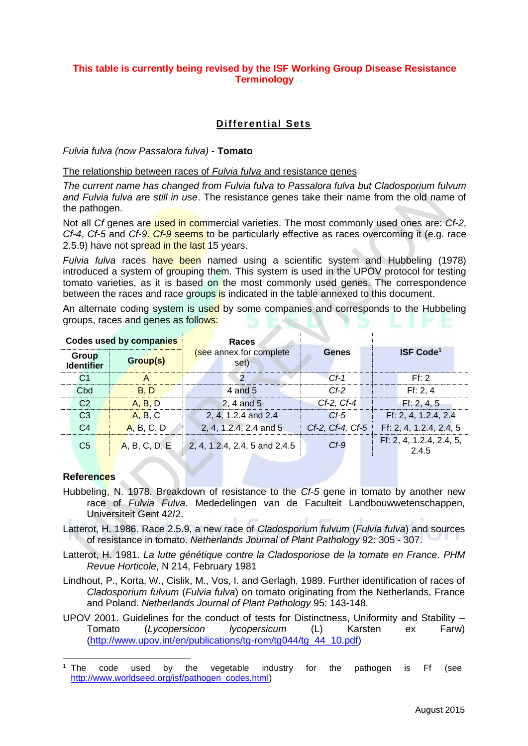**This table is currently being revised by the ISF Working Group Disease Resistance Terminology**

## Differential Sets

*Fulvia fulva (now Passalora fulva)* - **Tomato**

The relationship between races of *Fulvia fulva* and resistance genes

*The current name has changed from Fulvia fulva to Passalora fulva but Cladosporium fulvum and Fulvia fulva are still in use*. The resistance genes take their name from the old name of the pathogen.

Not all *Cf* genes are used in commercial varieties. The most commonly used ones are: *Cf-2*, *Cf-4*, *Cf-5* and *Cf-9*. *Cf-9* seems to be particularly effective as races overcoming it (e.g. race 2.5.9) have not spread in the last 15 years.

*Fulvia fulva* races have been named using a scientific system and Hubbeling (1978) introduced a system of grouping them. This system is used in the UPOV protocol for testing tomato varieties, as it is based on the most commonly used genes. The correspondence between the races and race groups is indicated in the table annexed to this document.

An alternate coding system is used by some companies and corresponds to the Hubbeling groups, races and genes as follows:

| Codes used by companies | | Races (see annex for complete set) | Genes | ISF Code[1] |
|---|---|---|---|---|
| Group Identifier | Group(s) | | | |
| C1 | A | 2 | *Cf-1* | Ff: 2 |
| Cbd | B, D | 4 and 5 | *Cf-2* | Ff: 2, 4 |
| C2 | A, B, D | 2, 4 and 5 | *Cf-2, Cf-4* | Ff: 2, 4, 5 |
| C3 | A, B, C | 2, 4, 1.2.4 and 2.4 | *Cf-5* | Ff: 2, 4, 1.2.4, 2.4 |
| C4 | A, B, C, D | 2, 4, 1.2.4, 2.4 and 5 | *Cf-2, Cf-4, Cf-5* | Ff: 2, 4, 1.2.4, 2.4, 5 |
| C5 | A, B, C, D, E | 2, 4, 1.2.4, 2.4, 5 and 2.4.5 | *Cf-9* | Ff: 2, 4, 1.2.4, 2.4, 5, 2.4.5 |

**References**

Hubbeling, N. 1978. Breakdown of resistance to the *Cf-5* gene in tomato by another new race of *Fulvia Fulva*. Mededelingen van de Faculteit Landbouwwetenschappen, Universiteit Gent 42/2.

Latterot, H. 1986. Race 2.5.9, a new race of *Cladosporium fulvum* (*Fulvia fulva*) and sources of resistance in tomato. *Netherlands Journal of Plant Pathology* 92: 305 - 307.

Latterot, H. 1981. *La lutte génétique contre la Cladosporiose de la tomate en France*. *PHM Revue Horticole*, N 214, February 1981

Lindhout, P., Korta, W., Cislik, M., Vos, I. and Gerlagh, 1989. Further identification of races of *Cladosporium fulvum* (*Fulvia fulva*) on tomato originating from the Netherlands, France and Poland. *Netherlands Journal of Plant Pathology* 95: 143-148.

UPOV 2001. Guidelines for the conduct of tests for Distinctness, Uniformity and Stability – Tomato (*Lycopersicon lycopersicum* (L) Karsten ex Farw) (http://www.upov.int/en/publications/tg-rom/tg044/tg_44_10.pdf)

[1] The code used by the vegetable industry for the pathogen is Ff (see http://www.worldseed.org/isf/pathogen_codes.html)

August 2015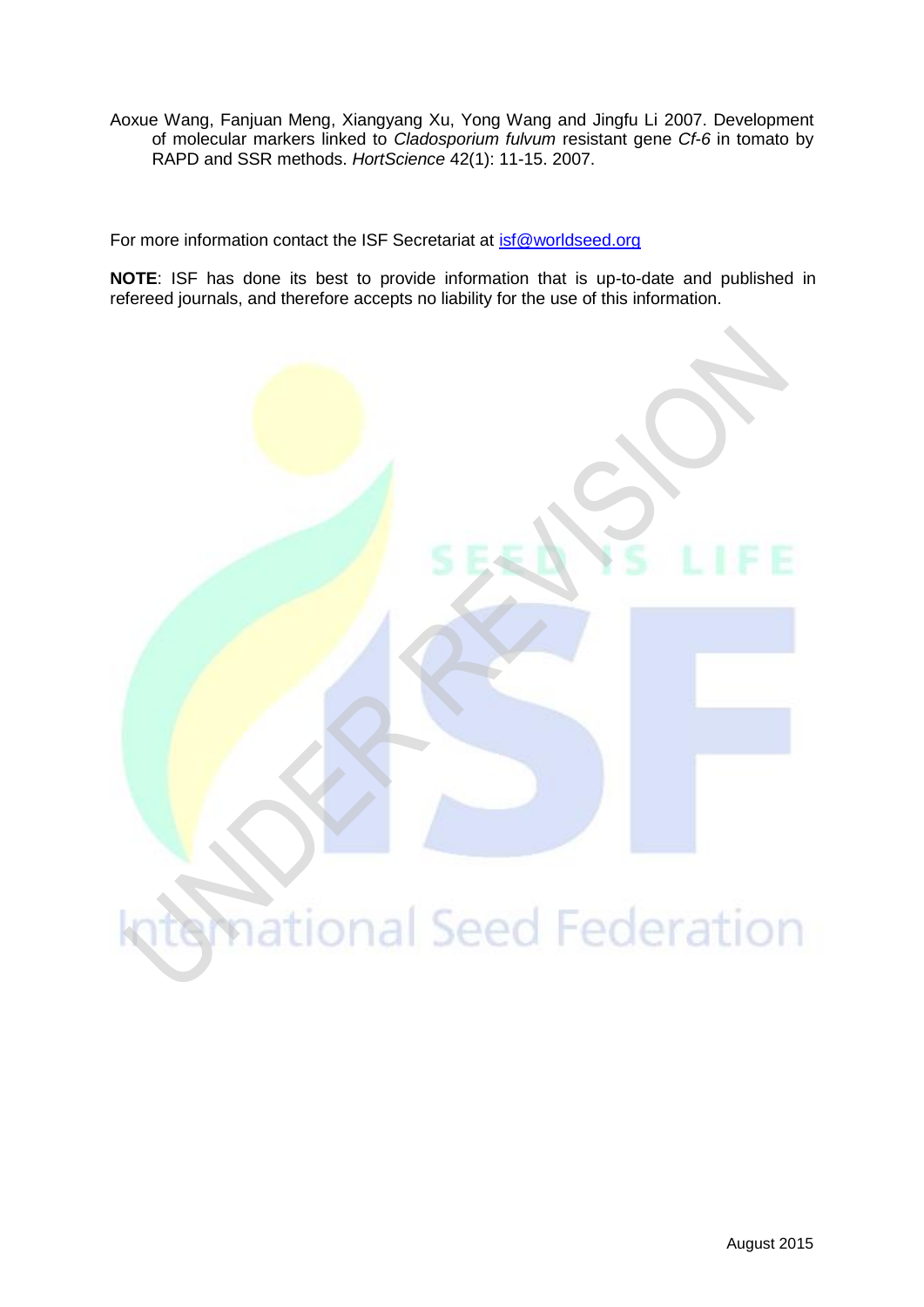Aoxue Wang, Fanjuan Meng, Xiangyang Xu, Yong Wang and Jingfu Li 2007. Development of molecular markers linked to *Cladosporium fulvum* resistant gene *Cf-6* in tomato by RAPD and SSR methods. *HortScience* 42(1): 11-15. 2007.

For more information contact the ISF Secretariat at isf@worldseed.org

**NOTE**: ISF has done its best to provide information that is up-to-date and published in refereed journals, and therefore accepts no liability for the use of this information.

August 2015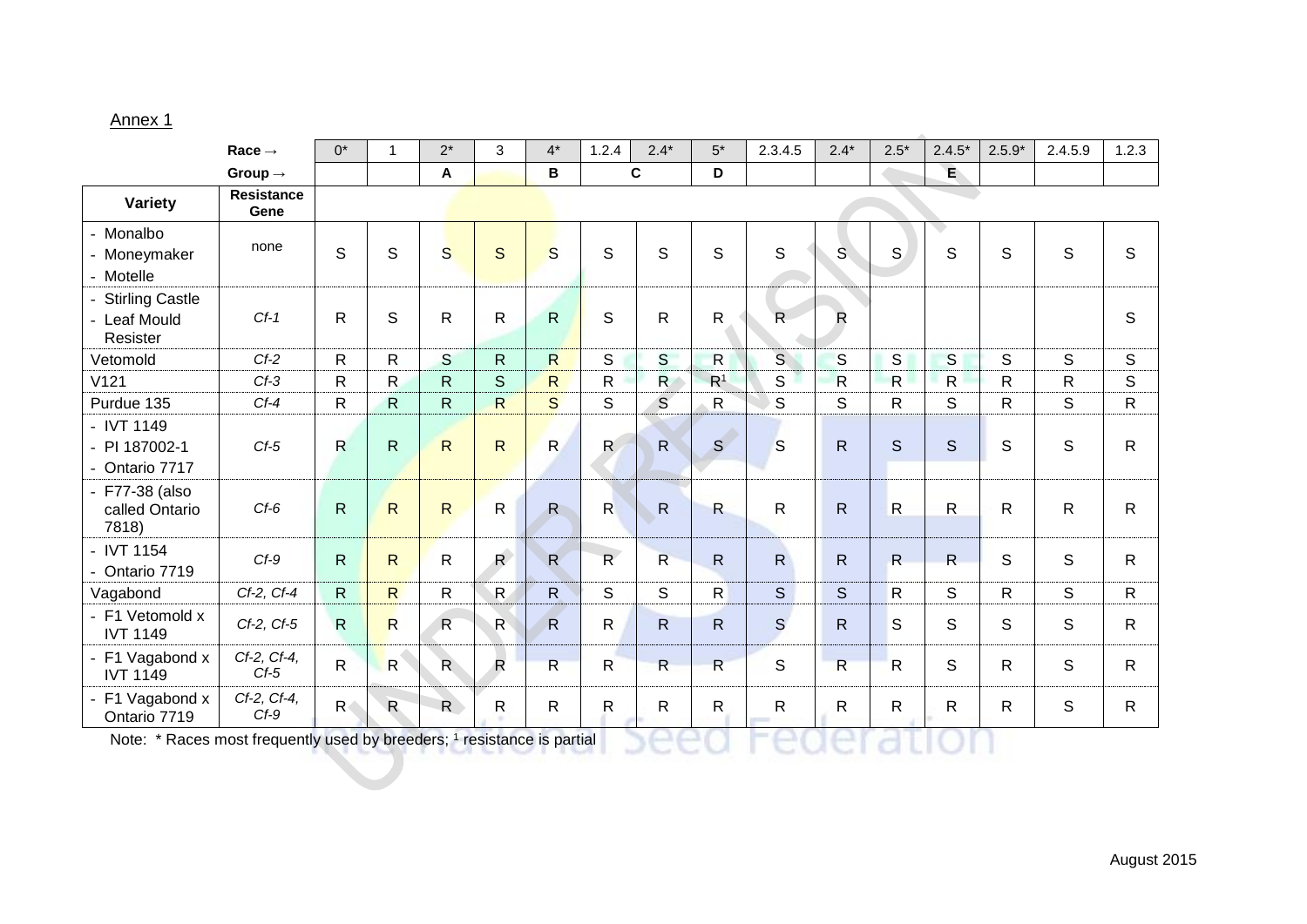Annex 1

| | Race → | 0* | 1 | 2* | 3 | 4* | 1.2.4 | 2.4* | 5* | 2.3.4.5 | 2.4* | 2.5* | 2.4.5* | 2.5.9* | 2.4.5.9 | 1.2.3 |
|---|---|---|---|---|---|---|---|---|---|---|---|---|---|---|---|---|
| | Group → | | | A | | B | C | | D | | | | E | | | |
| **Variety** | **Resistance Gene** | | | | | | | | | | | | | | | |
| - Monalbo<br>- Moneymaker<br>- Motelle | none | S | S | S | S | S | S | S | S | S | S | S | S | S | S | S |
| - Stirling Castle<br>- Leaf Mould Resister | *Cf-1* | R | S | R | R | R | S | R | R | R | R | | | | | S |
| Vetomold | *Cf-2* | R | R | S | R | R | S | S | R | S | S | S | S | S | S | S |
| V121 | *Cf-3* | R | R | R | S | R | R | R | R[1] | S | R | R | R | R | R | S |
| Purdue 135 | *Cf-4* | R | R | R | R | S | S | S | R | S | S | R | S | R | S | R |
| - IVT 1149<br>- PI 187002-1<br>- Ontario 7717 | *Cf-5* | R | R | R | R | R | R | R | S | S | R | S | S | S | S | R |
| - F77-38 (also called Ontario 7818) | *Cf-6* | R | R | R | R | R | R | R | R | R | R | R | R | R | R | R |
| - IVT 1154<br>- Ontario 7719 | *Cf-9* | R | R | R | R | R | R | R | R | R | R | R | R | S | S | R |
| Vagabond | *Cf-2, Cf-4* | R | R | R | R | R | S | S | R | S | S | R | S | R | S | R |
| - F1 Vetomold x IVT 1149 | *Cf-2, Cf-5* | R | R | R | R | R | R | R | R | S | R | S | S | S | S | R |
| - F1 Vagabond x IVT 1149 | *Cf-2, Cf-4, Cf-5* | R | R | R | R | R | R | R | R | S | R | R | S | R | S | R |
| - F1 Vagabond x Ontario 7719 | *Cf-2, Cf-4, Cf-9* | R | R | R | R | R | R | R | R | R | R | R | R | R | S | R |

Note: * Races most frequently used by breeders; [1] resistance is partial